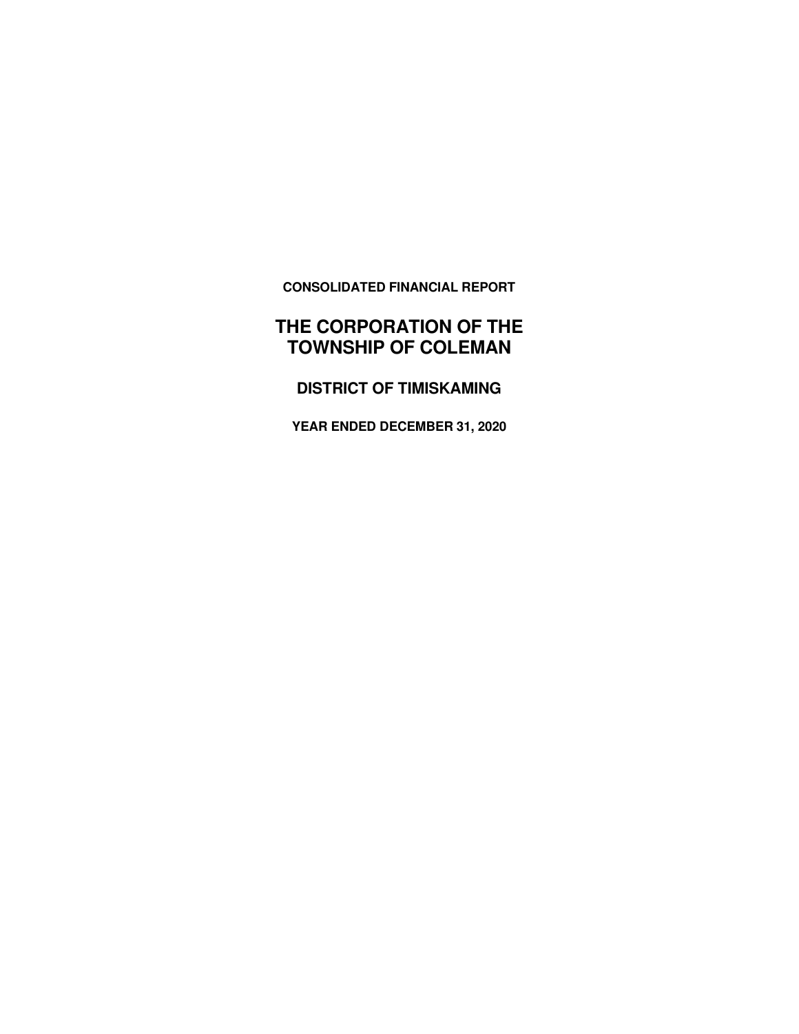**CONSOLIDATED FINANCIAL REPORT**

# THE CORPORATION OF THE TOWNSHIP OF COLEMAN

## DISTRICT OF TIMISKAMING

**YEAR ENDED DECEMBER 31, 2020**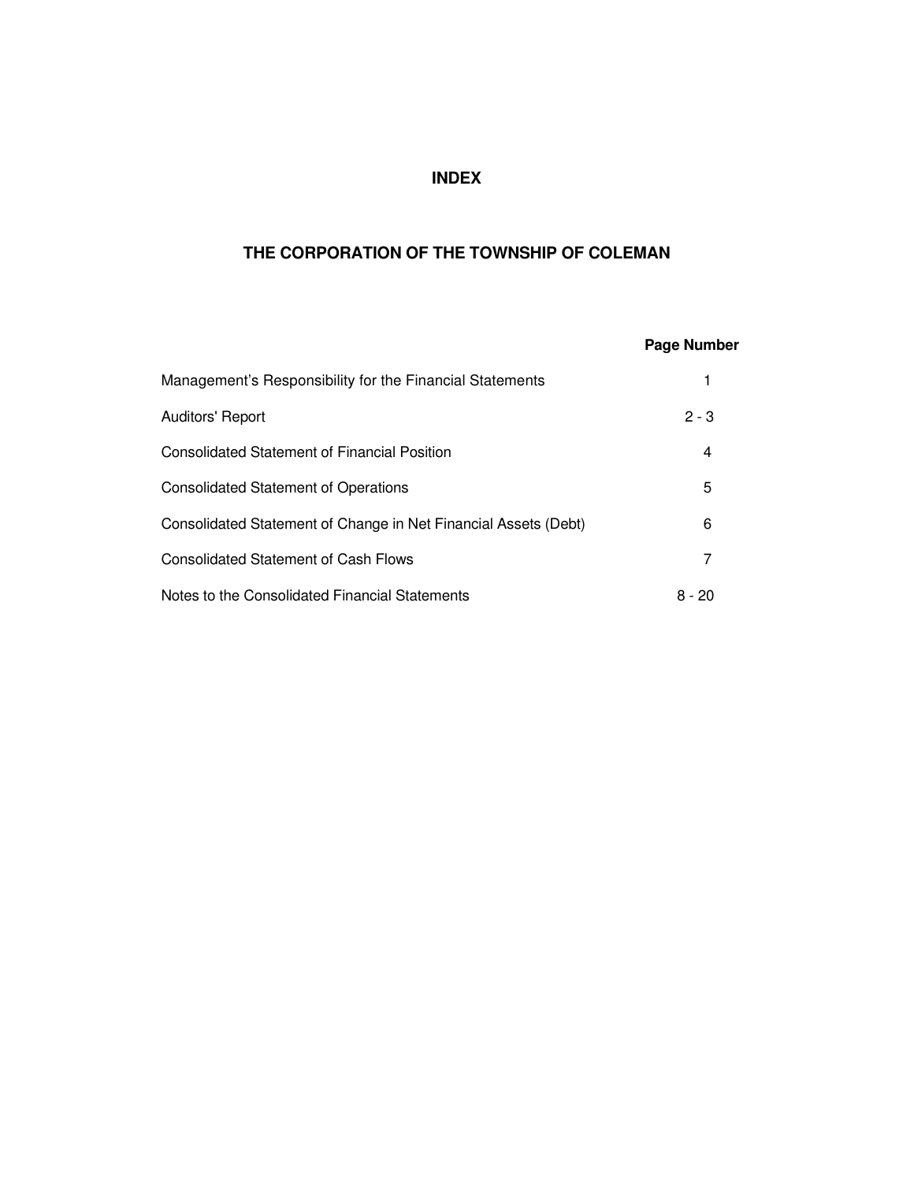# INDEX

## THE CORPORATION OF THE TOWNSHIP OF COLEMAN

| | Page Number |
|---|---|
| Management's Responsibility for the Financial Statements | 1 |
| Auditors' Report | 2 - 3 |
| Consolidated Statement of Financial Position | 4 |
| Consolidated Statement of Operations | 5 |
| Consolidated Statement of Change in Net Financial Assets (Debt) | 6 |
| Consolidated Statement of Cash Flows | 7 |
| Notes to the Consolidated Financial Statements | 8 - 20 |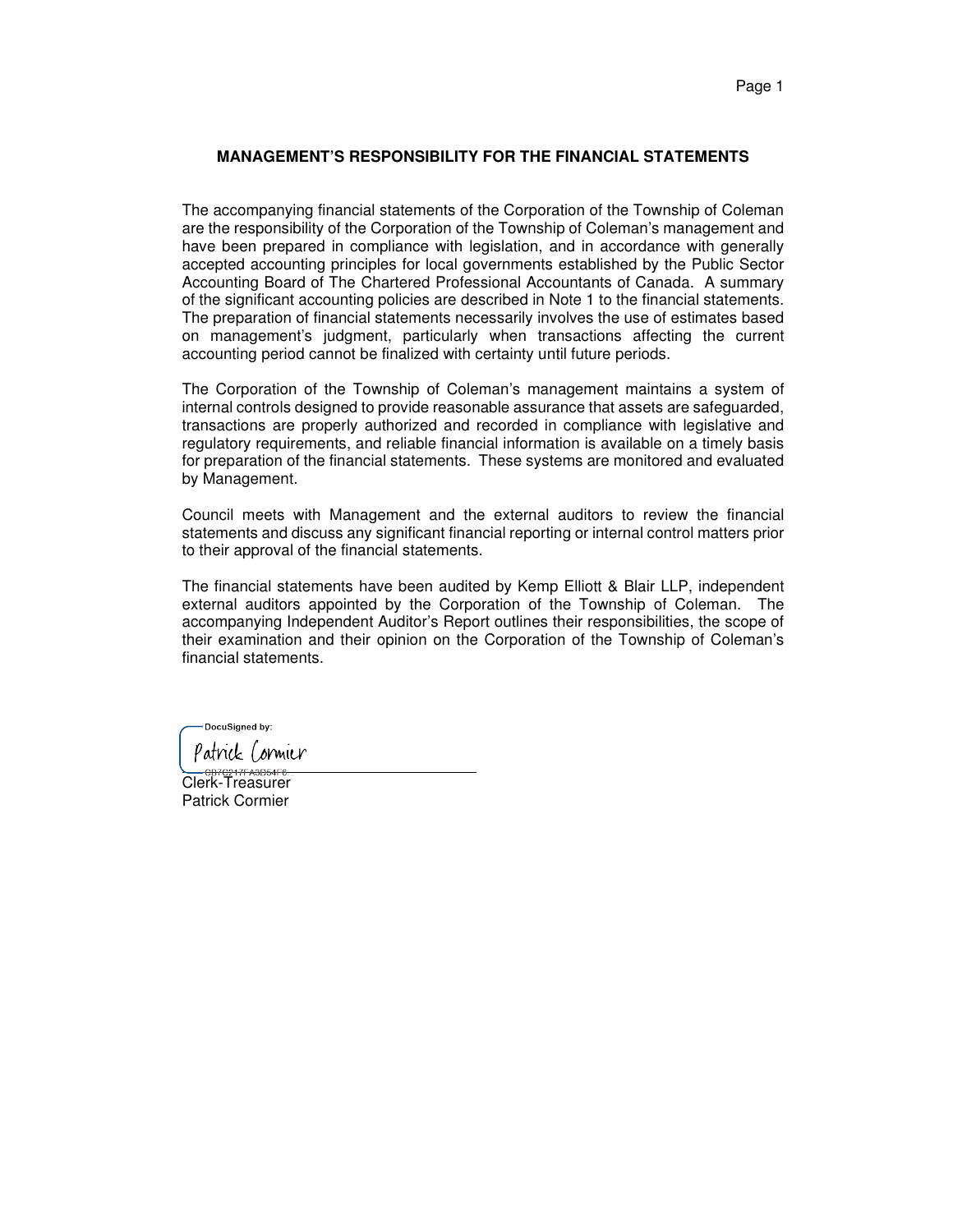## MANAGEMENT'S RESPONSIBILITY FOR THE FINANCIAL STATEMENTS

The accompanying financial statements of the Corporation of the Township of Coleman are the responsibility of the Corporation of the Township of Coleman's management and have been prepared in compliance with legislation, and in accordance with generally accepted accounting principles for local governments established by the Public Sector Accounting Board of The Chartered Professional Accountants of Canada. A summary of the significant accounting policies are described in Note 1 to the financial statements. The preparation of financial statements necessarily involves the use of estimates based on management's judgment, particularly when transactions affecting the current accounting period cannot be finalized with certainty until future periods.

The Corporation of the Township of Coleman's management maintains a system of internal controls designed to provide reasonable assurance that assets are safeguarded, transactions are properly authorized and recorded in compliance with legislative and regulatory requirements, and reliable financial information is available on a timely basis for preparation of the financial statements. These systems are monitored and evaluated by Management.

Council meets with Management and the external auditors to review the financial statements and discuss any significant financial reporting or internal control matters prior to their approval of the financial statements.

The financial statements have been audited by Kemp Elliott & Blair LLP, independent external auditors appointed by the Corporation of the Township of Coleman. The accompanying Independent Auditor's Report outlines their responsibilities, the scope of their examination and their opinion on the Corporation of the Township of Coleman's financial statements.

DocuSigned by:
Patrick Cormier
CB7C217FA3D54F6

Clerk-Treasurer
Patrick Cormier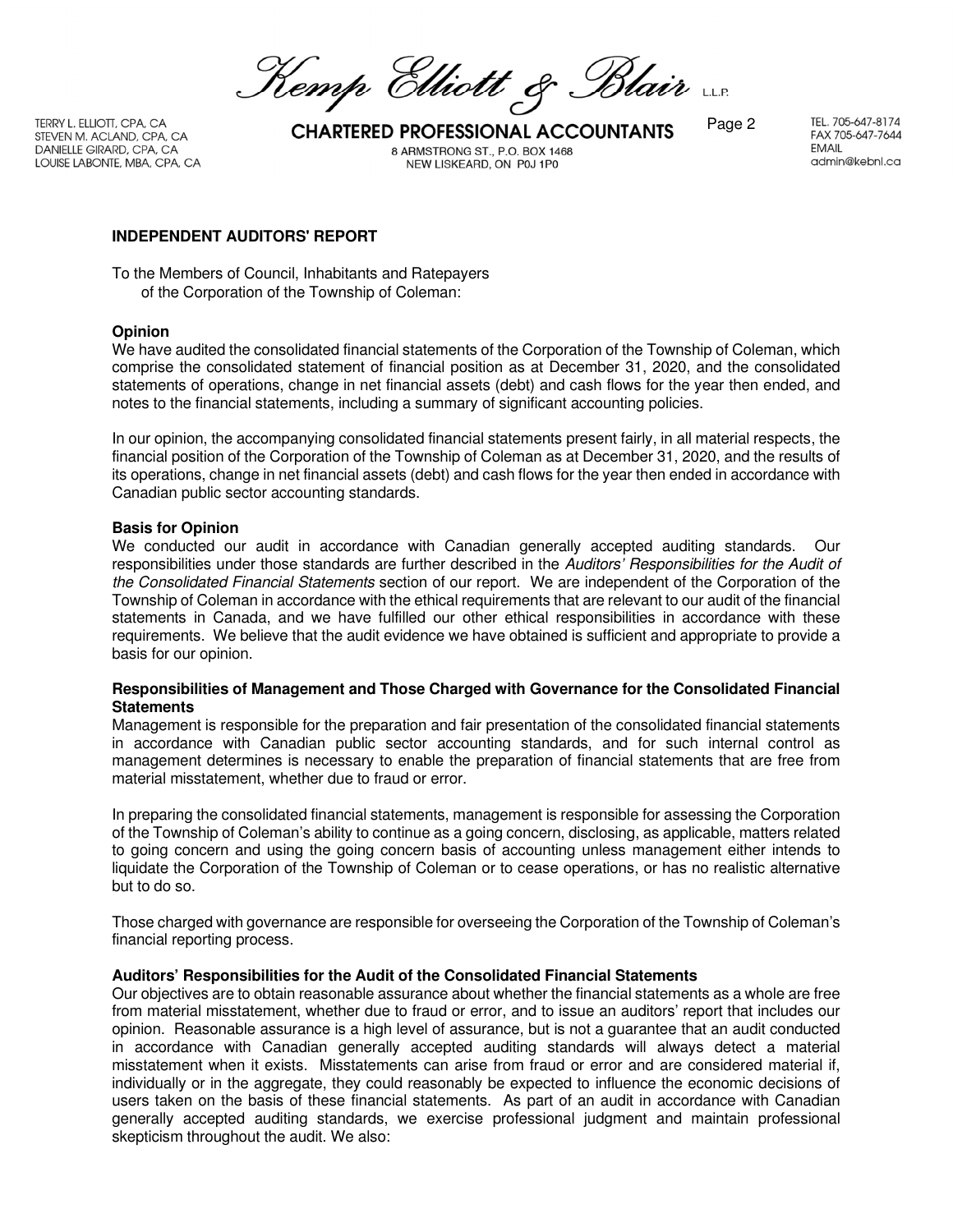## INDEPENDENT AUDITORS' REPORT

To the Members of Council, Inhabitants and Ratepayers
of the Corporation of the Township of Coleman:

**Opinion**

We have audited the consolidated financial statements of the Corporation of the Township of Coleman, which comprise the consolidated statement of financial position as at December 31, 2020, and the consolidated statements of operations, change in net financial assets (debt) and cash flows for the year then ended, and notes to the financial statements, including a summary of significant accounting policies.

In our opinion, the accompanying consolidated financial statements present fairly, in all material respects, the financial position of the Corporation of the Township of Coleman as at December 31, 2020, and the results of its operations, change in net financial assets (debt) and cash flows for the year then ended in accordance with Canadian public sector accounting standards.

**Basis for Opinion**

We conducted our audit in accordance with Canadian generally accepted auditing standards. Our responsibilities under those standards are further described in the *Auditors' Responsibilities for the Audit of the Consolidated Financial Statements* section of our report. We are independent of the Corporation of the Township of Coleman in accordance with the ethical requirements that are relevant to our audit of the financial statements in Canada, and we have fulfilled our other ethical responsibilities in accordance with these requirements. We believe that the audit evidence we have obtained is sufficient and appropriate to provide a basis for our opinion.

**Responsibilities of Management and Those Charged with Governance for the Consolidated Financial Statements**

Management is responsible for the preparation and fair presentation of the consolidated financial statements in accordance with Canadian public sector accounting standards, and for such internal control as management determines is necessary to enable the preparation of financial statements that are free from material misstatement, whether due to fraud or error.

In preparing the consolidated financial statements, management is responsible for assessing the Corporation of the Township of Coleman's ability to continue as a going concern, disclosing, as applicable, matters related to going concern and using the going concern basis of accounting unless management either intends to liquidate the Corporation of the Township of Coleman or to cease operations, or has no realistic alternative but to do so.

Those charged with governance are responsible for overseeing the Corporation of the Township of Coleman's financial reporting process.

**Auditors' Responsibilities for the Audit of the Consolidated Financial Statements**

Our objectives are to obtain reasonable assurance about whether the financial statements as a whole are free from material misstatement, whether due to fraud or error, and to issue an auditors' report that includes our opinion. Reasonable assurance is a high level of assurance, but is not a guarantee that an audit conducted in accordance with Canadian generally accepted auditing standards will always detect a material misstatement when it exists. Misstatements can arise from fraud or error and are considered material if, individually or in the aggregate, they could reasonably be expected to influence the economic decisions of users taken on the basis of these financial statements. As part of an audit in accordance with Canadian generally accepted auditing standards, we exercise professional judgment and maintain professional skepticism throughout the audit. We also: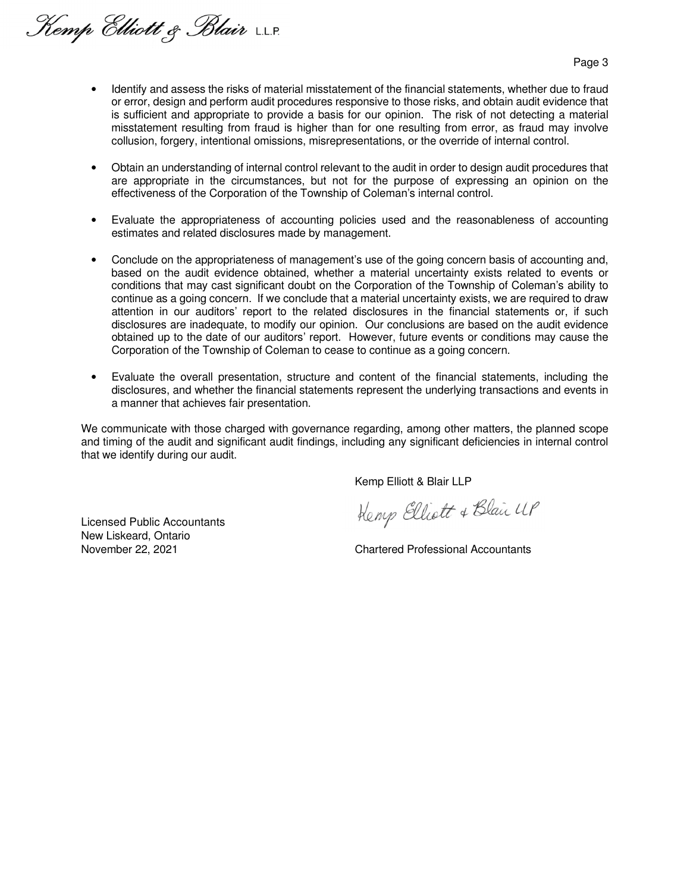- Identify and assess the risks of material misstatement of the financial statements, whether due to fraud or error, design and perform audit procedures responsive to those risks, and obtain audit evidence that is sufficient and appropriate to provide a basis for our opinion. The risk of not detecting a material misstatement resulting from fraud is higher than for one resulting from error, as fraud may involve collusion, forgery, intentional omissions, misrepresentations, or the override of internal control.

- Obtain an understanding of internal control relevant to the audit in order to design audit procedures that are appropriate in the circumstances, but not for the purpose of expressing an opinion on the effectiveness of the Corporation of the Township of Coleman's internal control.

- Evaluate the appropriateness of accounting policies used and the reasonableness of accounting estimates and related disclosures made by management.

- Conclude on the appropriateness of management's use of the going concern basis of accounting and, based on the audit evidence obtained, whether a material uncertainty exists related to events or conditions that may cast significant doubt on the Corporation of the Township of Coleman's ability to continue as a going concern. If we conclude that a material uncertainty exists, we are required to draw attention in our auditors' report to the related disclosures in the financial statements or, if such disclosures are inadequate, to modify our opinion. Our conclusions are based on the audit evidence obtained up to the date of our auditors' report. However, future events or conditions may cause the Corporation of the Township of Coleman to cease to continue as a going concern.

- Evaluate the overall presentation, structure and content of the financial statements, including the disclosures, and whether the financial statements represent the underlying transactions and events in a manner that achieves fair presentation.

We communicate with those charged with governance regarding, among other matters, the planned scope and timing of the audit and significant audit findings, including any significant deficiencies in internal control that we identify during our audit.

Kemp Elliott & Blair LLP

Kemp Elliott & Blair LLP

Chartered Professional Accountants

Licensed Public Accountants
New Liskeard, Ontario
November 22, 2021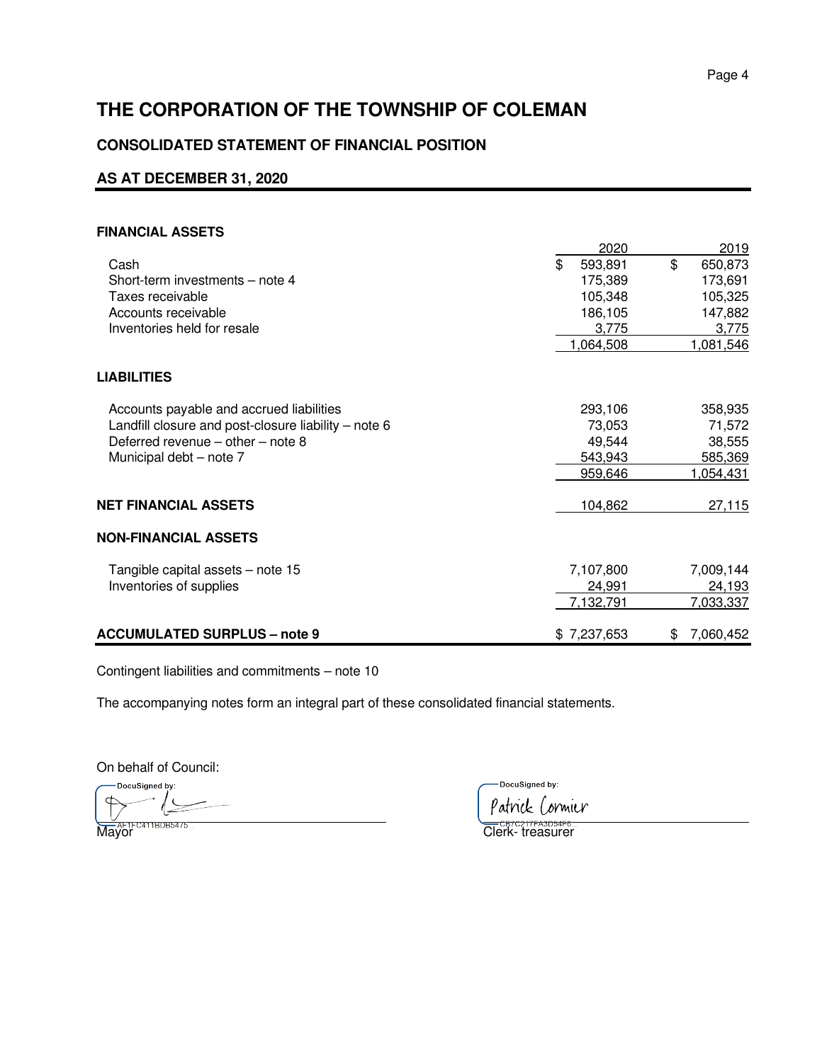# THE CORPORATION OF THE TOWNSHIP OF COLEMAN

## CONSOLIDATED STATEMENT OF FINANCIAL POSITION

## AS AT DECEMBER 31, 2020

| | 2020 | 2019 |
|---|---|---|
| **FINANCIAL ASSETS** | | |
| Cash | $ 593,891 | $ 650,873 |
| Short-term investments – note 4 | 175,389 | 173,691 |
| Taxes receivable | 105,348 | 105,325 |
| Accounts receivable | 186,105 | 147,882 |
| Inventories held for resale | 3,775 | 3,775 |
| | 1,064,508 | 1,081,546 |
| **LIABILITIES** | | |
| Accounts payable and accrued liabilities | 293,106 | 358,935 |
| Landfill closure and post-closure liability – note 6 | 73,053 | 71,572 |
| Deferred revenue – other – note 8 | 49,544 | 38,555 |
| Municipal debt – note 7 | 543,943 | 585,369 |
| | 959,646 | 1,054,431 |
| **NET FINANCIAL ASSETS** | 104,862 | 27,115 |
| **NON-FINANCIAL ASSETS** | | |
| Tangible capital assets – note 15 | 7,107,800 | 7,009,144 |
| Inventories of supplies | 24,991 | 24,193 |
| | 7,132,791 | 7,033,337 |
| **ACCUMULATED SURPLUS – note 9** | $ 7,237,653 | $ 7,060,452 |

Contingent liabilities and commitments – note 10

The accompanying notes form an integral part of these consolidated financial statements.

On behalf of Council:

DocuSigned by:
AF1FC411BDB5475...
Mayor

DocuSigned by:
Patrick Cormier
CB7C217FA3D54F6...
Clerk- treasurer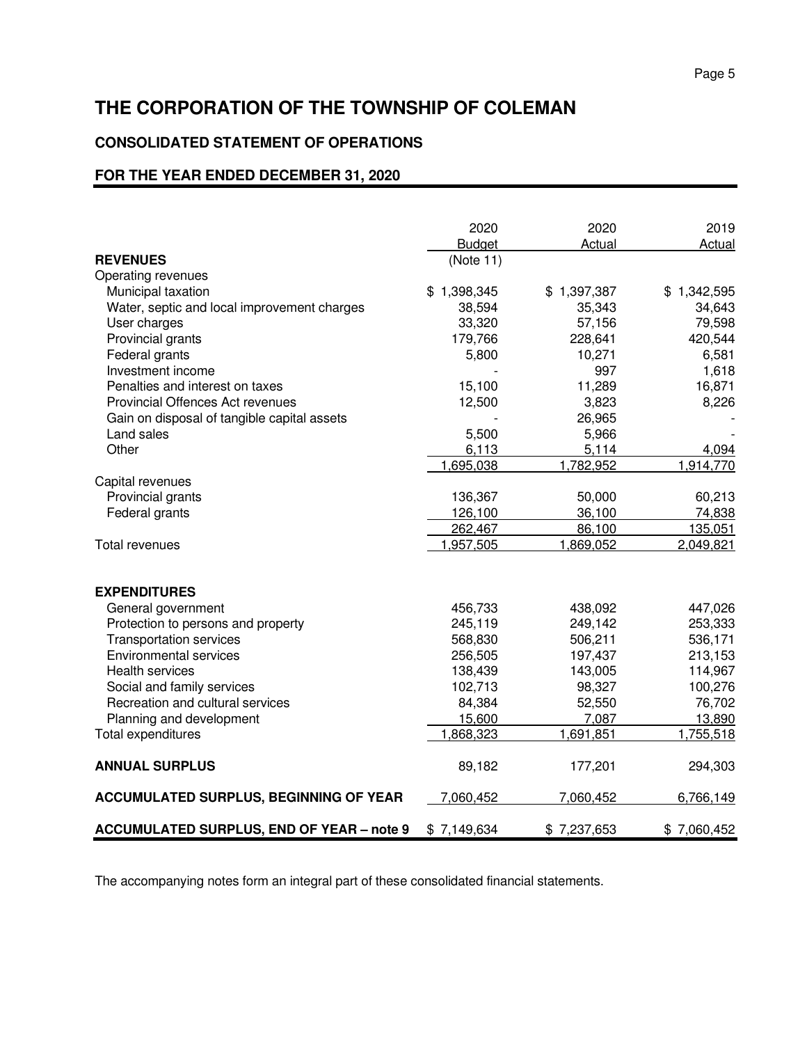# THE CORPORATION OF THE TOWNSHIP OF COLEMAN

## CONSOLIDATED STATEMENT OF OPERATIONS

## FOR THE YEAR ENDED DECEMBER 31, 2020

| | 2020 Budget | 2020 Actual | 2019 Actual |
|---|---|---|---|
| **REVENUES** | (Note 11) | | |
| Operating revenues | | | |
| Municipal taxation | $ 1,398,345 | $ 1,397,387 | $ 1,342,595 |
| Water, septic and local improvement charges | 38,594 | 35,343 | 34,643 |
| User charges | 33,320 | 57,156 | 79,598 |
| Provincial grants | 179,766 | 228,641 | 420,544 |
| Federal grants | 5,800 | 10,271 | 6,581 |
| Investment income | - | 997 | 1,618 |
| Penalties and interest on taxes | 15,100 | 11,289 | 16,871 |
| Provincial Offences Act revenues | 12,500 | 3,823 | 8,226 |
| Gain on disposal of tangible capital assets | - | 26,965 | - |
| Land sales | 5,500 | 5,966 | - |
| Other | 6,113 | 5,114 | 4,094 |
| | 1,695,038 | 1,782,952 | 1,914,770 |
| Capital revenues | | | |
| Provincial grants | 136,367 | 50,000 | 60,213 |
| Federal grants | 126,100 | 36,100 | 74,838 |
| | 262,467 | 86,100 | 135,051 |
| Total revenues | 1,957,505 | 1,869,052 | 2,049,821 |
| | | | |
| **EXPENDITURES** | | | |
| General government | 456,733 | 438,092 | 447,026 |
| Protection to persons and property | 245,119 | 249,142 | 253,333 |
| Transportation services | 568,830 | 506,211 | 536,171 |
| Environmental services | 256,505 | 197,437 | 213,153 |
| Health services | 138,439 | 143,005 | 114,967 |
| Social and family services | 102,713 | 98,327 | 100,276 |
| Recreation and cultural services | 84,384 | 52,550 | 76,702 |
| Planning and development | 15,600 | 7,087 | 13,890 |
| Total expenditures | 1,868,323 | 1,691,851 | 1,755,518 |
| | | | |
| **ANNUAL SURPLUS** | 89,182 | 177,201 | 294,303 |
| | | | |
| **ACCUMULATED SURPLUS, BEGINNING OF YEAR** | 7,060,452 | 7,060,452 | 6,766,149 |
| | | | |
| **ACCUMULATED SURPLUS, END OF YEAR – note 9** | $ 7,149,634 | $ 7,237,653 | $ 7,060,452 |

The accompanying notes form an integral part of these consolidated financial statements.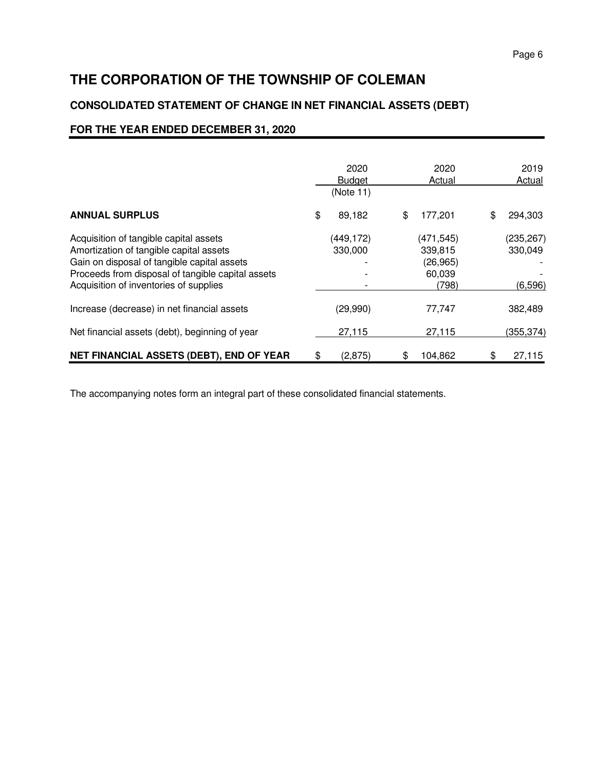# THE CORPORATION OF THE TOWNSHIP OF COLEMAN

## CONSOLIDATED STATEMENT OF CHANGE IN NET FINANCIAL ASSETS (DEBT)

### FOR THE YEAR ENDED DECEMBER 31, 2020

| | 2020 Budget (Note 11) | 2020 Actual | 2019 Actual |
|---|---|---|---|
| **ANNUAL SURPLUS** | $ 89,182 | $ 177,201 | $ 294,303 |
| Acquisition of tangible capital assets | (449,172) | (471,545) | (235,267) |
| Amortization of tangible capital assets | 330,000 | 339,815 | 330,049 |
| Gain on disposal of tangible capital assets | - | (26,965) | - |
| Proceeds from disposal of tangible capital assets | - | 60,039 | - |
| Acquisition of inventories of supplies | - | (798) | (6,596) |
| Increase (decrease) in net financial assets | (29,990) | 77,747 | 382,489 |
| Net financial assets (debt), beginning of year | 27,115 | 27,115 | (355,374) |
| **NET FINANCIAL ASSETS (DEBT), END OF YEAR** | $ (2,875) | $ 104,862 | $ 27,115 |

The accompanying notes form an integral part of these consolidated financial statements.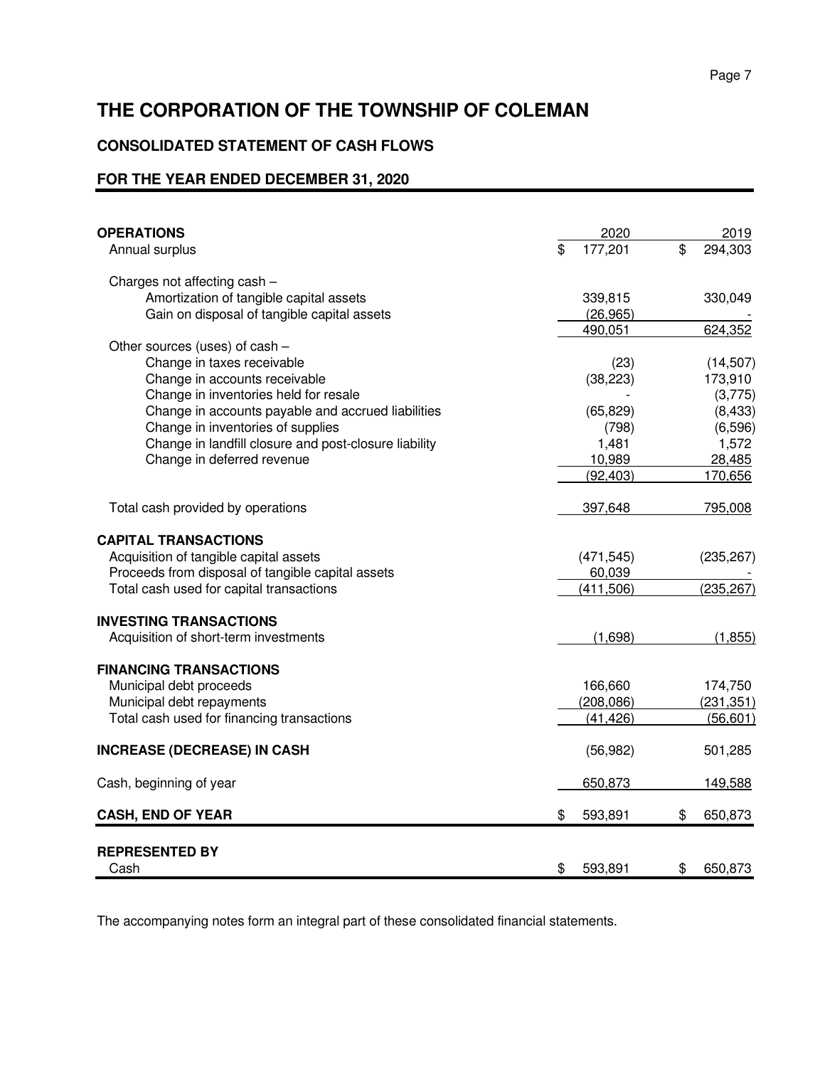# THE CORPORATION OF THE TOWNSHIP OF COLEMAN

## CONSOLIDATED STATEMENT OF CASH FLOWS

## FOR THE YEAR ENDED DECEMBER 31, 2020

| | 2020 | 2019 |
|---|---|---|
| **OPERATIONS** | | |
| Annual surplus | $ 177,201 | $ 294,303 |
| Charges not affecting cash – | | |
| Amortization of tangible capital assets | 339,815 | 330,049 |
| Gain on disposal of tangible capital assets | (26,965) | - |
| | 490,051 | 624,352 |
| Other sources (uses) of cash – | | |
| Change in taxes receivable | (23) | (14,507) |
| Change in accounts receivable | (38,223) | 173,910 |
| Change in inventories held for resale | - | (3,775) |
| Change in accounts payable and accrued liabilities | (65,829) | (8,433) |
| Change in inventories of supplies | (798) | (6,596) |
| Change in landfill closure and post-closure liability | 1,481 | 1,572 |
| Change in deferred revenue | 10,989 | 28,485 |
| | (92,403) | 170,656 |
| Total cash provided by operations | 397,648 | 795,008 |
| **CAPITAL TRANSACTIONS** | | |
| Acquisition of tangible capital assets | (471,545) | (235,267) |
| Proceeds from disposal of tangible capital assets | 60,039 | - |
| Total cash used for capital transactions | (411,506) | (235,267) |
| **INVESTING TRANSACTIONS** | | |
| Acquisition of short-term investments | (1,698) | (1,855) |
| **FINANCING TRANSACTIONS** | | |
| Municipal debt proceeds | 166,660 | 174,750 |
| Municipal debt repayments | (208,086) | (231,351) |
| Total cash used for financing transactions | (41,426) | (56,601) |
| **INCREASE (DECREASE) IN CASH** | (56,982) | 501,285 |
| Cash, beginning of year | 650,873 | 149,588 |
| **CASH, END OF YEAR** | $ 593,891 | $ 650,873 |
| **REPRESENTED BY** | | |
| Cash | $ 593,891 | $ 650,873 |

The accompanying notes form an integral part of these consolidated financial statements.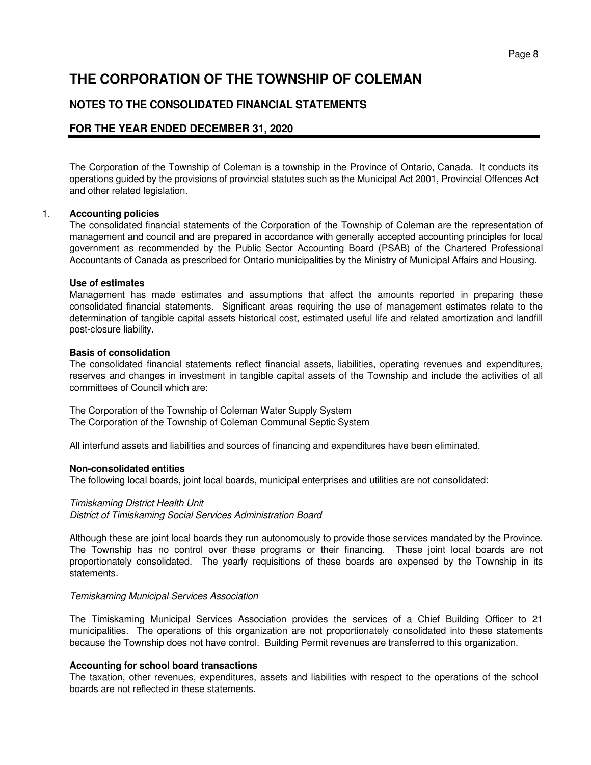# THE CORPORATION OF THE TOWNSHIP OF COLEMAN

## NOTES TO THE CONSOLIDATED FINANCIAL STATEMENTS

## FOR THE YEAR ENDED DECEMBER 31, 2020

The Corporation of the Township of Coleman is a township in the Province of Ontario, Canada. It conducts its operations guided by the provisions of provincial statutes such as the Municipal Act 2001, Provincial Offences Act and other related legislation.

1. **Accounting policies**

The consolidated financial statements of the Corporation of the Township of Coleman are the representation of management and council and are prepared in accordance with generally accepted accounting principles for local government as recommended by the Public Sector Accounting Board (PSAB) of the Chartered Professional Accountants of Canada as prescribed for Ontario municipalities by the Ministry of Municipal Affairs and Housing.

**Use of estimates**

Management has made estimates and assumptions that affect the amounts reported in preparing these consolidated financial statements. Significant areas requiring the use of management estimates relate to the determination of tangible capital assets historical cost, estimated useful life and related amortization and landfill post-closure liability.

**Basis of consolidation**

The consolidated financial statements reflect financial assets, liabilities, operating revenues and expenditures, reserves and changes in investment in tangible capital assets of the Township and include the activities of all committees of Council which are:

The Corporation of the Township of Coleman Water Supply System
The Corporation of the Township of Coleman Communal Septic System

All interfund assets and liabilities and sources of financing and expenditures have been eliminated.

**Non-consolidated entities**

The following local boards, joint local boards, municipal enterprises and utilities are not consolidated:

*Timiskaming District Health Unit*
*District of Timiskaming Social Services Administration Board*

Although these are joint local boards they run autonomously to provide those services mandated by the Province. The Township has no control over these programs or their financing. These joint local boards are not proportionately consolidated. The yearly requisitions of these boards are expensed by the Township in its statements.

*Temiskaming Municipal Services Association*

The Timiskaming Municipal Services Association provides the services of a Chief Building Officer to 21 municipalities. The operations of this organization are not proportionately consolidated into these statements because the Township does not have control. Building Permit revenues are transferred to this organization.

**Accounting for school board transactions**

The taxation, other revenues, expenditures, assets and liabilities with respect to the operations of the school boards are not reflected in these statements.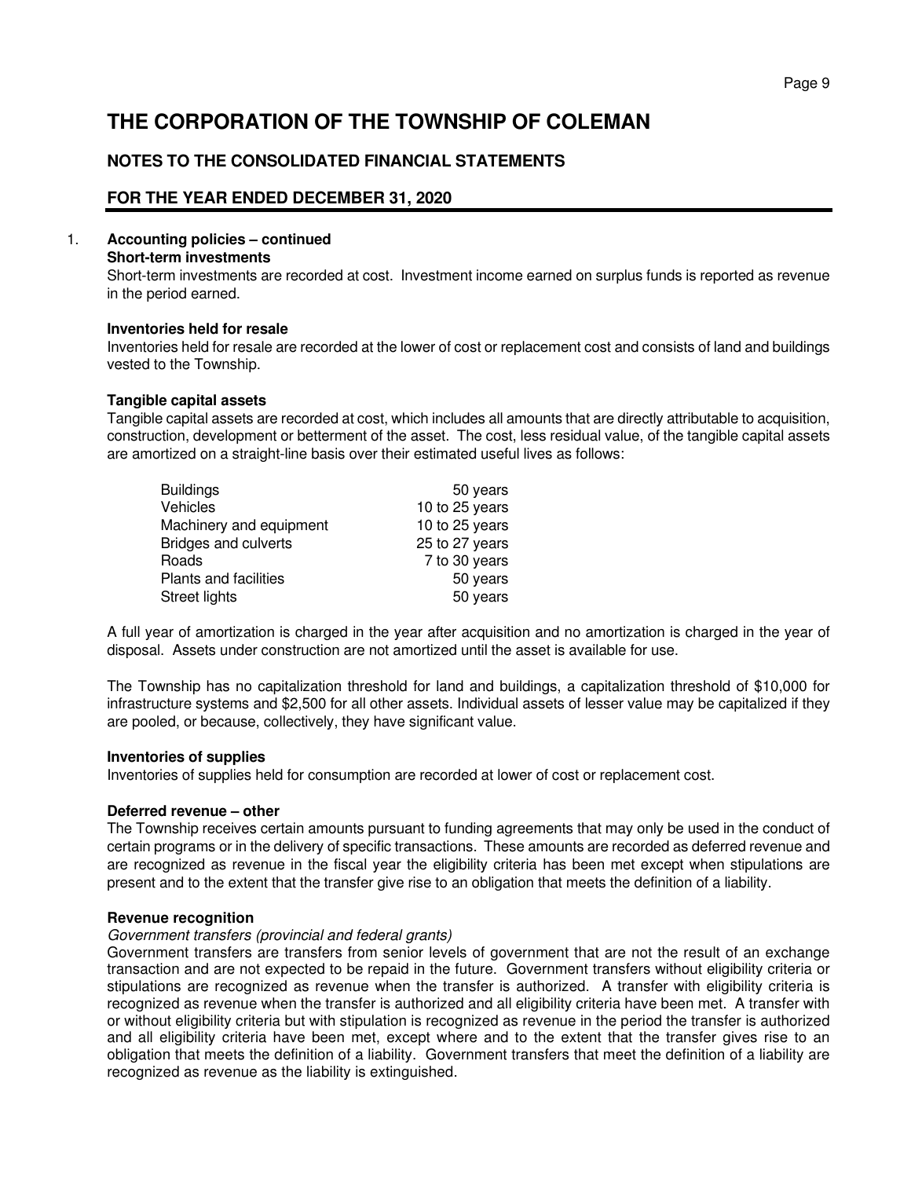# THE CORPORATION OF THE TOWNSHIP OF COLEMAN

## NOTES TO THE CONSOLIDATED FINANCIAL STATEMENTS

## FOR THE YEAR ENDED DECEMBER 31, 2020

1. **Accounting policies – continued**

**Short-term investments**

Short-term investments are recorded at cost. Investment income earned on surplus funds is reported as revenue in the period earned.

**Inventories held for resale**

Inventories held for resale are recorded at the lower of cost or replacement cost and consists of land and buildings vested to the Township.

**Tangible capital assets**

Tangible capital assets are recorded at cost, which includes all amounts that are directly attributable to acquisition, construction, development or betterment of the asset. The cost, less residual value, of the tangible capital assets are amortized on a straight-line basis over their estimated useful lives as follows:

| | |
|---|---|
| Buildings | 50 years |
| Vehicles | 10 to 25 years |
| Machinery and equipment | 10 to 25 years |
| Bridges and culverts | 25 to 27 years |
| Roads | 7 to 30 years |
| Plants and facilities | 50 years |
| Street lights | 50 years |

A full year of amortization is charged in the year after acquisition and no amortization is charged in the year of disposal. Assets under construction are not amortized until the asset is available for use.

The Township has no capitalization threshold for land and buildings, a capitalization threshold of $10,000 for infrastructure systems and $2,500 for all other assets. Individual assets of lesser value may be capitalized if they are pooled, or because, collectively, they have significant value.

**Inventories of supplies**

Inventories of supplies held for consumption are recorded at lower of cost or replacement cost.

**Deferred revenue – other**

The Township receives certain amounts pursuant to funding agreements that may only be used in the conduct of certain programs or in the delivery of specific transactions. These amounts are recorded as deferred revenue and are recognized as revenue in the fiscal year the eligibility criteria has been met except when stipulations are present and to the extent that the transfer give rise to an obligation that meets the definition of a liability.

**Revenue recognition**

*Government transfers (provincial and federal grants)*

Government transfers are transfers from senior levels of government that are not the result of an exchange transaction and are not expected to be repaid in the future. Government transfers without eligibility criteria or stipulations are recognized as revenue when the transfer is authorized. A transfer with eligibility criteria is recognized as revenue when the transfer is authorized and all eligibility criteria have been met. A transfer with or without eligibility criteria but with stipulation is recognized as revenue in the period the transfer is authorized and all eligibility criteria have been met, except where and to the extent that the transfer gives rise to an obligation that meets the definition of a liability. Government transfers that meet the definition of a liability are recognized as revenue as the liability is extinguished.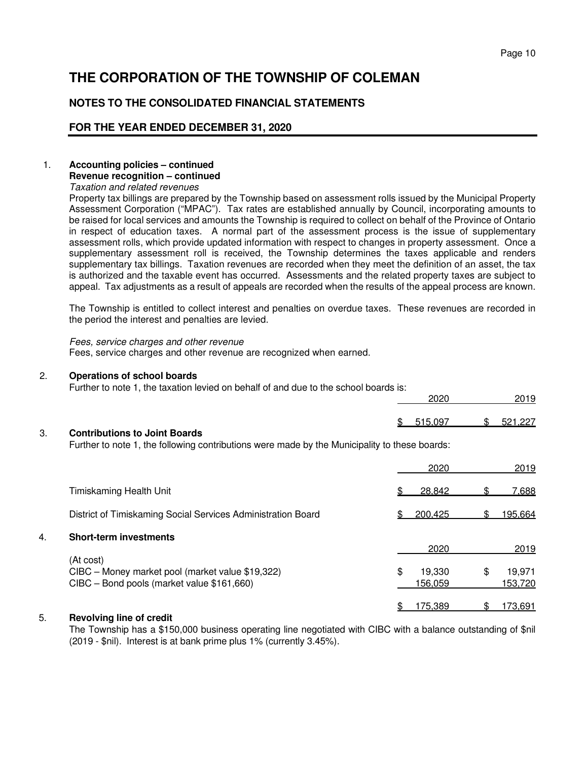# THE CORPORATION OF THE TOWNSHIP OF COLEMAN

## NOTES TO THE CONSOLIDATED FINANCIAL STATEMENTS

## FOR THE YEAR ENDED DECEMBER 31, 2020

1. **Accounting policies – continued**
   **Revenue recognition – continued**
   *Taxation and related revenues*
   Property tax billings are prepared by the Township based on assessment rolls issued by the Municipal Property Assessment Corporation ("MPAC"). Tax rates are established annually by Council, incorporating amounts to be raised for local services and amounts the Township is required to collect on behalf of the Province of Ontario in respect of education taxes. A normal part of the assessment process is the issue of supplementary assessment rolls, which provide updated information with respect to changes in property assessment. Once a supplementary assessment roll is received, the Township determines the taxes applicable and renders supplementary tax billings. Taxation revenues are recorded when they meet the definition of an asset, the tax is authorized and the taxable event has occurred. Assessments and the related property taxes are subject to appeal. Tax adjustments as a result of appeals are recorded when the results of the appeal process are known.

   The Township is entitled to collect interest and penalties on overdue taxes. These revenues are recorded in the period the interest and penalties are levied.

   *Fees, service charges and other revenue*
   Fees, service charges and other revenue are recognized when earned.

2. **Operations of school boards**
   Further to note 1, the taxation levied on behalf of and due to the school boards is:

| | 2020 | 2019 |
|---|---|---|
| | $ 515,097 | $ 521,227 |

3. **Contributions to Joint Boards**
   Further to note 1, the following contributions were made by the Municipality to these boards:

| | 2020 | 2019 |
|---|---|---|
| Timiskaming Health Unit | $ 28,842 | $ 7,688 |
| District of Timiskaming Social Services Administration Board | $ 200,425 | $ 195,664 |

4. **Short-term investments**

| | 2020 | 2019 |
|---|---|---|
| (At cost) | | |
| CIBC – Money market pool (market value $19,322) | $ 19,330 | $ 19,971 |
| CIBC – Bond pools (market value $161,660) | 156,059 | 153,720 |
| | $ 175,389 | $ 173,691 |

5. **Revolving line of credit**
   The Township has a $150,000 business operating line negotiated with CIBC with a balance outstanding of $nil (2019 - $nil). Interest is at bank prime plus 1% (currently 3.45%).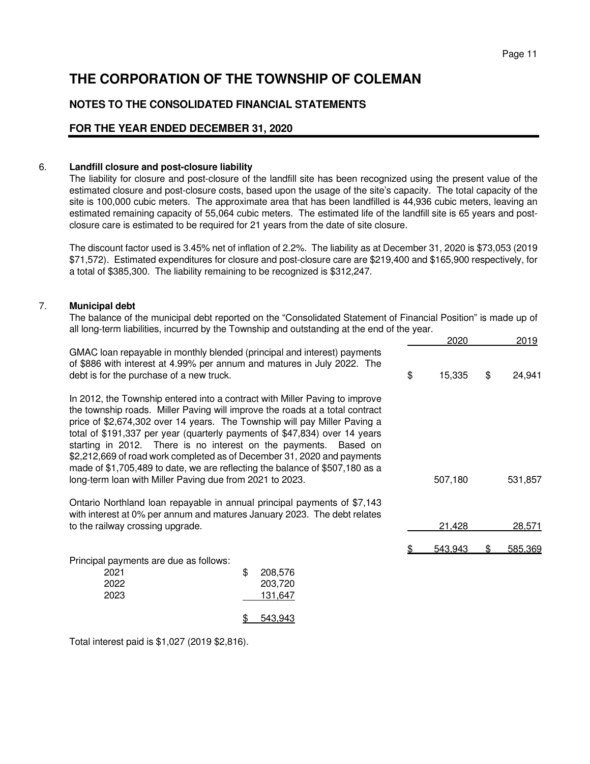# THE CORPORATION OF THE TOWNSHIP OF COLEMAN

## NOTES TO THE CONSOLIDATED FINANCIAL STATEMENTS

## FOR THE YEAR ENDED DECEMBER 31, 2020

6. **Landfill closure and post-closure liability**

The liability for closure and post-closure of the landfill site has been recognized using the present value of the estimated closure and post-closure costs, based upon the usage of the site's capacity. The total capacity of the site is 100,000 cubic meters. The approximate area that has been landfilled is 44,936 cubic meters, leaving an estimated remaining capacity of 55,064 cubic meters. The estimated life of the landfill site is 65 years and post-closure care is estimated to be required for 21 years from the date of site closure.

The discount factor used is 3.45% net of inflation of 2.2%. The liability as at December 31, 2020 is $73,053 (2019 $71,572). Estimated expenditures for closure and post-closure care are $219,400 and $165,900 respectively, for a total of $385,300. The liability remaining to be recognized is $312,247.

7. **Municipal debt**

The balance of the municipal debt reported on the "Consolidated Statement of Financial Position" is made up of all long-term liabilities, incurred by the Township and outstanding at the end of the year.

| | 2020 | 2019 |
|---|---|---|
| GMAC loan repayable in monthly blended (principal and interest) payments of $886 with interest at 4.99% per annum and matures in July 2022. The debt is for the purchase of a new truck. | $ 15,335 | $ 24,941 |
| In 2012, the Township entered into a contract with Miller Paving to improve the township roads. Miller Paving will improve the roads at a total contract price of $2,674,302 over 14 years. The Township will pay Miller Paving a total of $191,337 per year (quarterly payments of $47,834) over 14 years starting in 2012. There is no interest on the payments. Based on $2,212,669 of road work completed as of December 31, 2020 and payments made of $1,705,489 to date, we are reflecting the balance of $507,180 as a long-term loan with Miller Paving due from 2021 to 2023. | 507,180 | 531,857 |
| Ontario Northland loan repayable in annual principal payments of $7,143 with interest at 0% per annum and matures January 2023. The debt relates to the railway crossing upgrade. | 21,428 | 28,571 |
| | $ 543,943 | $ 585,369 |

Principal payments are due as follows:

| | |
|---|---|
| 2021 | $ 208,576 |
| 2022 | 203,720 |
| 2023 | 131,647 |
| | $ 543,943 |

Total interest paid is $1,027 (2019 $2,816).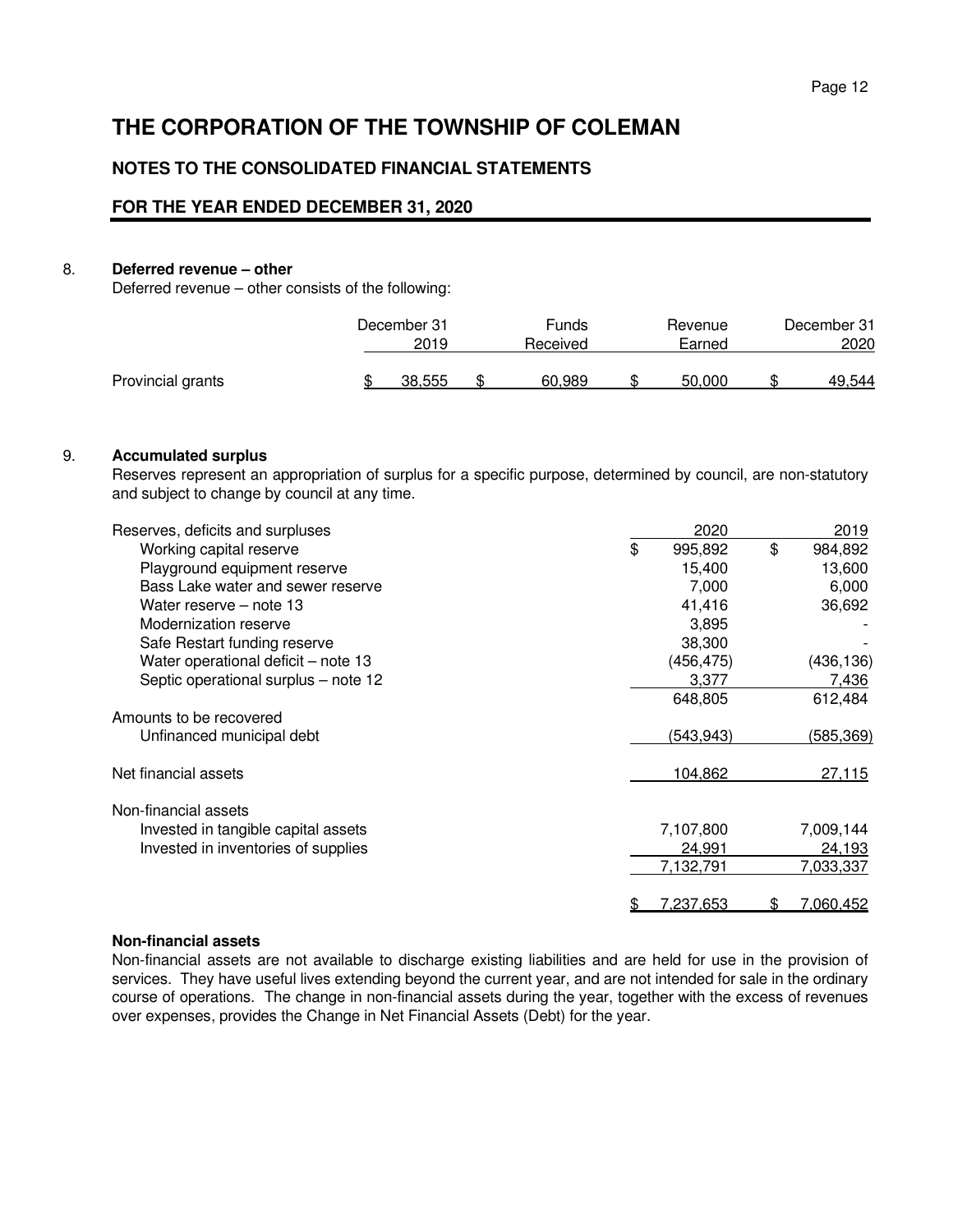# THE CORPORATION OF THE TOWNSHIP OF COLEMAN

## NOTES TO THE CONSOLIDATED FINANCIAL STATEMENTS

## FOR THE YEAR ENDED DECEMBER 31, 2020

### 8. Deferred revenue – other

Deferred revenue – other consists of the following:

| | December 31 2019 | Funds Received | Revenue Earned | December 31 2020 |
|---|---|---|---|---|
| Provincial grants | $ 38,555 | $ 60,989 | $ 50,000 | $ 49,544 |

### 9. Accumulated surplus

Reserves represent an appropriation of surplus for a specific purpose, determined by council, are non-statutory and subject to change by council at any time.

| Reserves, deficits and surpluses | 2020 | 2019 |
|---|---|---|
| Working capital reserve | $ 995,892 | $ 984,892 |
| Playground equipment reserve | 15,400 | 13,600 |
| Bass Lake water and sewer reserve | 7,000 | 6,000 |
| Water reserve – note 13 | 41,416 | 36,692 |
| Modernization reserve | 3,895 | - |
| Safe Restart funding reserve | 38,300 | - |
| Water operational deficit – note 13 | (456,475) | (436,136) |
| Septic operational surplus – note 12 | 3,377 | 7,436 |
| | 648,805 | 612,484 |
| Amounts to be recovered | | |
| Unfinanced municipal debt | (543,943) | (585,369) |
| Net financial assets | 104,862 | 27,115 |
| Non-financial assets | | |
| Invested in tangible capital assets | 7,107,800 | 7,009,144 |
| Invested in inventories of supplies | 24,991 | 24,193 |
| | 7,132,791 | 7,033,337 |
| | $ 7,237,653 | $ 7,060,452 |

**Non-financial assets**

Non-financial assets are not available to discharge existing liabilities and are held for use in the provision of services. They have useful lives extending beyond the current year, and are not intended for sale in the ordinary course of operations. The change in non-financial assets during the year, together with the excess of revenues over expenses, provides the Change in Net Financial Assets (Debt) for the year.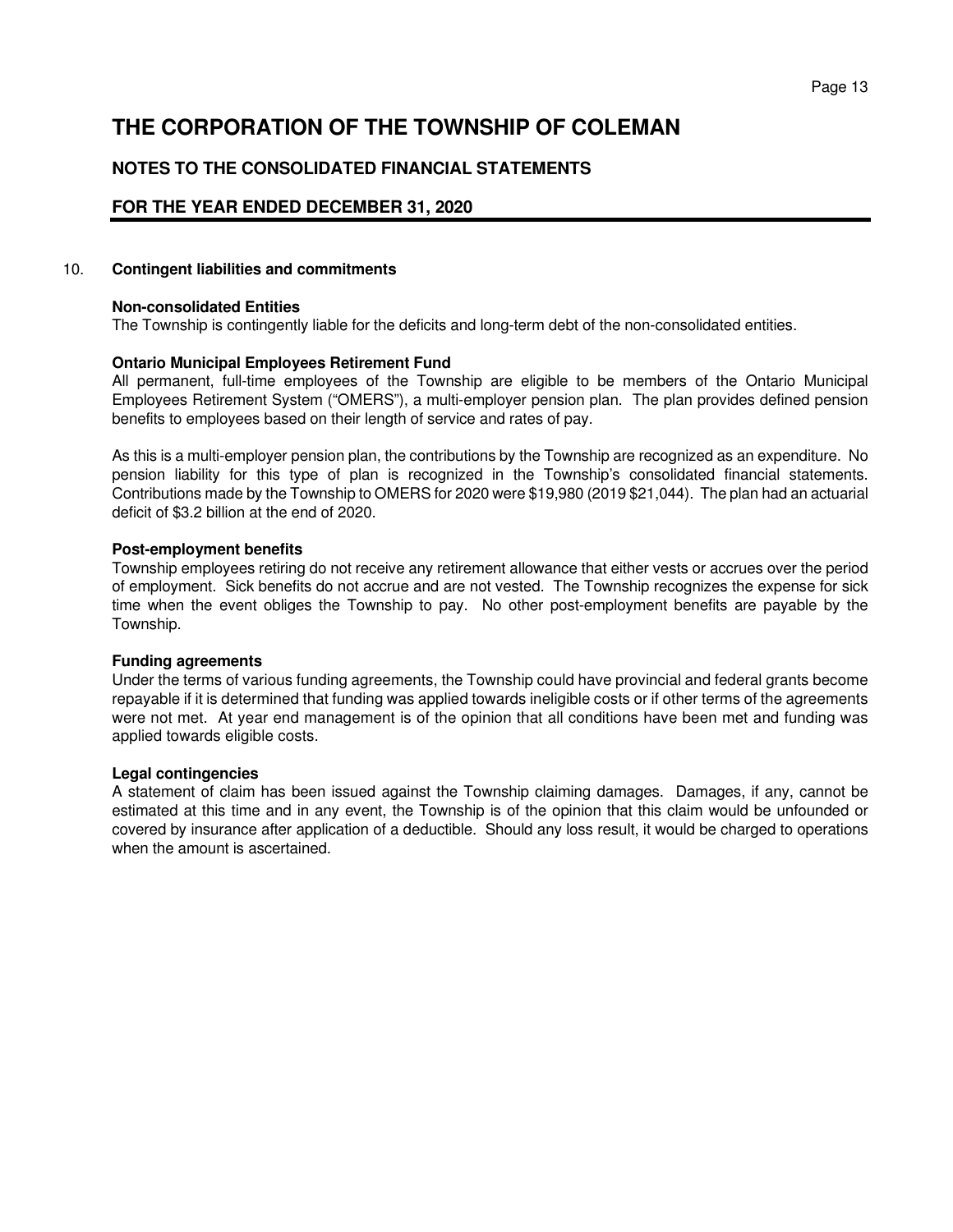# THE CORPORATION OF THE TOWNSHIP OF COLEMAN

## NOTES TO THE CONSOLIDATED FINANCIAL STATEMENTS

## FOR THE YEAR ENDED DECEMBER 31, 2020

10. **Contingent liabilities and commitments**

**Non-consolidated Entities**
The Township is contingently liable for the deficits and long-term debt of the non-consolidated entities.

**Ontario Municipal Employees Retirement Fund**
All permanent, full-time employees of the Township are eligible to be members of the Ontario Municipal Employees Retirement System ("OMERS"), a multi-employer pension plan. The plan provides defined pension benefits to employees based on their length of service and rates of pay.

As this is a multi-employer pension plan, the contributions by the Township are recognized as an expenditure. No pension liability for this type of plan is recognized in the Township's consolidated financial statements. Contributions made by the Township to OMERS for 2020 were $19,980 (2019 $21,044). The plan had an actuarial deficit of $3.2 billion at the end of 2020.

**Post-employment benefits**
Township employees retiring do not receive any retirement allowance that either vests or accrues over the period of employment. Sick benefits do not accrue and are not vested. The Township recognizes the expense for sick time when the event obliges the Township to pay. No other post-employment benefits are payable by the Township.

**Funding agreements**
Under the terms of various funding agreements, the Township could have provincial and federal grants become repayable if it is determined that funding was applied towards ineligible costs or if other terms of the agreements were not met. At year end management is of the opinion that all conditions have been met and funding was applied towards eligible costs.

**Legal contingencies**
A statement of claim has been issued against the Township claiming damages. Damages, if any, cannot be estimated at this time and in any event, the Township is of the opinion that this claim would be unfounded or covered by insurance after application of a deductible. Should any loss result, it would be charged to operations when the amount is ascertained.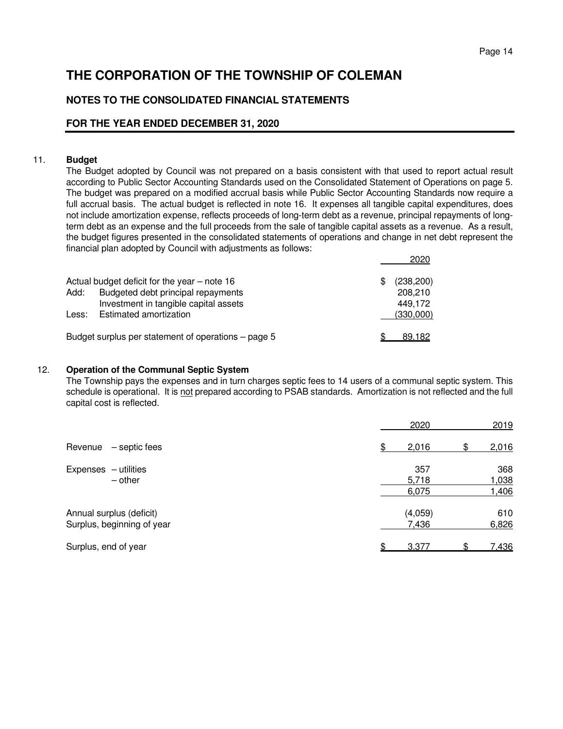# THE CORPORATION OF THE TOWNSHIP OF COLEMAN

## NOTES TO THE CONSOLIDATED FINANCIAL STATEMENTS

## FOR THE YEAR ENDED DECEMBER 31, 2020

11. **Budget**

The Budget adopted by Council was not prepared on a basis consistent with that used to report actual result according to Public Sector Accounting Standards used on the Consolidated Statement of Operations on page 5. The budget was prepared on a modified accrual basis while Public Sector Accounting Standards now require a full accrual basis. The actual budget is reflected in note 16. It expenses all tangible capital expenditures, does not include amortization expense, reflects proceeds of long-term debt as a revenue, principal repayments of long-term debt as an expense and the full proceeds from the sale of tangible capital assets as a revenue. As a result, the budget figures presented in the consolidated statements of operations and change in net debt represent the financial plan adopted by Council with adjustments as follows:

| | 2020 |
|---|---|
| Actual budget deficit for the year – note 16 | $ (238,200) |
| Add: Budgeted debt principal repayments | 208,210 |
| Investment in tangible capital assets | 449,172 |
| Less: Estimated amortization | (330,000) |
| Budget surplus per statement of operations – page 5 | $ 89,182 |

12. **Operation of the Communal Septic System**

The Township pays the expenses and in turn charges septic fees to 14 users of a communal septic system. This schedule is operational. It is not prepared according to PSAB standards. Amortization is not reflected and the full capital cost is reflected.

| | 2020 | 2019 |
|---|---|---|
| Revenue – septic fees | $ 2,016 | $ 2,016 |
| Expenses – utilities | 357 | 368 |
| – other | 5,718 | 1,038 |
| | 6,075 | 1,406 |
| Annual surplus (deficit) | (4,059) | 610 |
| Surplus, beginning of year | 7,436 | 6,826 |
| Surplus, end of year | $ 3,377 | $ 7,436 |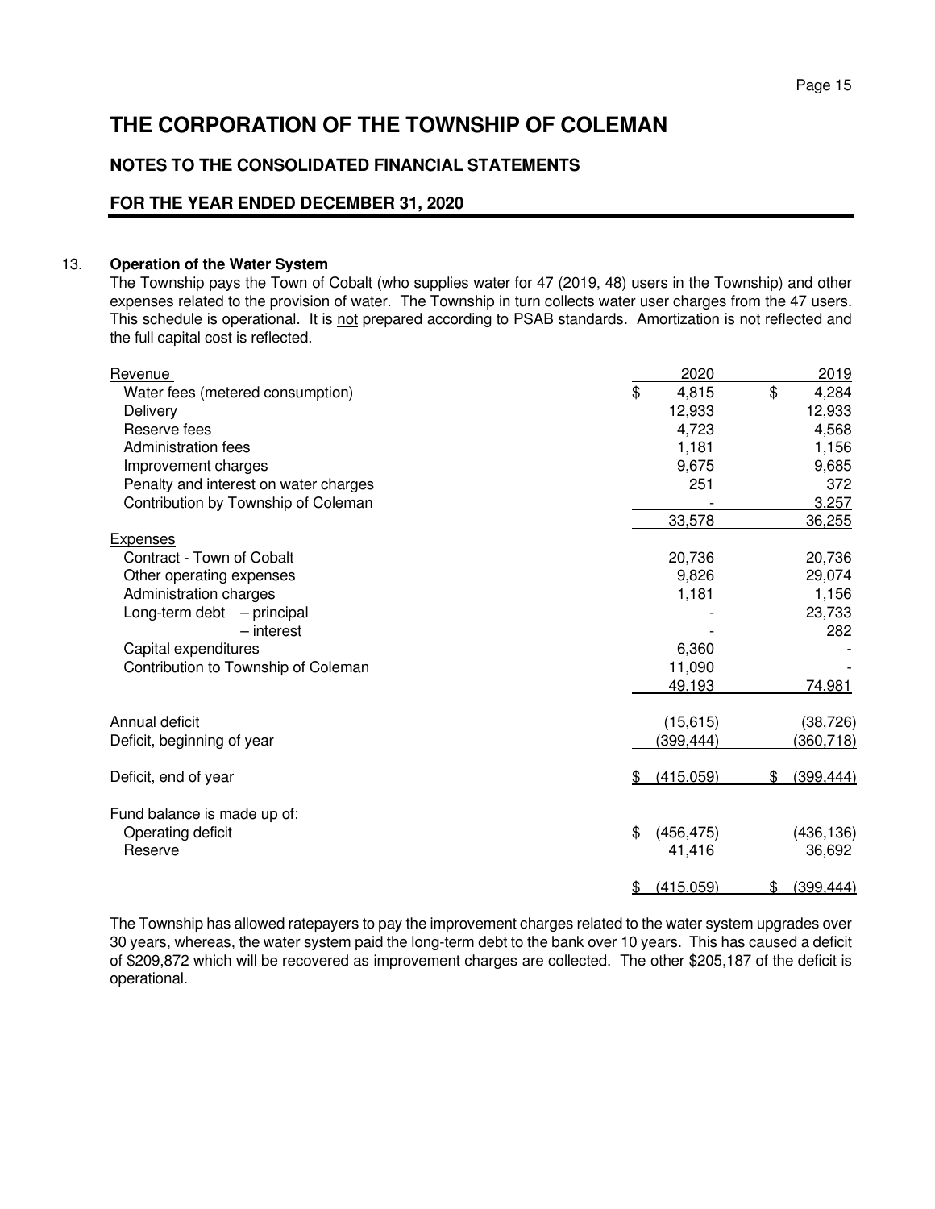# THE CORPORATION OF THE TOWNSHIP OF COLEMAN

## NOTES TO THE CONSOLIDATED FINANCIAL STATEMENTS

## FOR THE YEAR ENDED DECEMBER 31, 2020

### 13. Operation of the Water System

The Township pays the Town of Cobalt (who supplies water for 47 (2019, 48) users in the Township) and other expenses related to the provision of water. The Township in turn collects water user charges from the 47 users. This schedule is operational. It is not prepared according to PSAB standards. Amortization is not reflected and the full capital cost is reflected.

| | 2020 | 2019 |
|---|---|---|
| **Revenue** | | |
| Water fees (metered consumption) | $ 4,815 | $ 4,284 |
| Delivery | 12,933 | 12,933 |
| Reserve fees | 4,723 | 4,568 |
| Administration fees | 1,181 | 1,156 |
| Improvement charges | 9,675 | 9,685 |
| Penalty and interest on water charges | 251 | 372 |
| Contribution by Township of Coleman | - | 3,257 |
| | 33,578 | 36,255 |
| **Expenses** | | |
| Contract - Town of Cobalt | 20,736 | 20,736 |
| Other operating expenses | 9,826 | 29,074 |
| Administration charges | 1,181 | 1,156 |
| Long-term debt – principal | - | 23,733 |
| – interest | - | 282 |
| Capital expenditures | 6,360 | - |
| Contribution to Township of Coleman | 11,090 | - |
| | 49,193 | 74,981 |
| Annual deficit | (15,615) | (38,726) |
| Deficit, beginning of year | (399,444) | (360,718) |
| Deficit, end of year | $ (415,059) | $ (399,444) |
| Fund balance is made up of: | | |
| Operating deficit | $ (456,475) | (436,136) |
| Reserve | 41,416 | 36,692 |
| | $ (415,059) | $ (399,444) |

The Township has allowed ratepayers to pay the improvement charges related to the water system upgrades over 30 years, whereas, the water system paid the long-term debt to the bank over 10 years. This has caused a deficit of $209,872 which will be recovered as improvement charges are collected. The other $205,187 of the deficit is operational.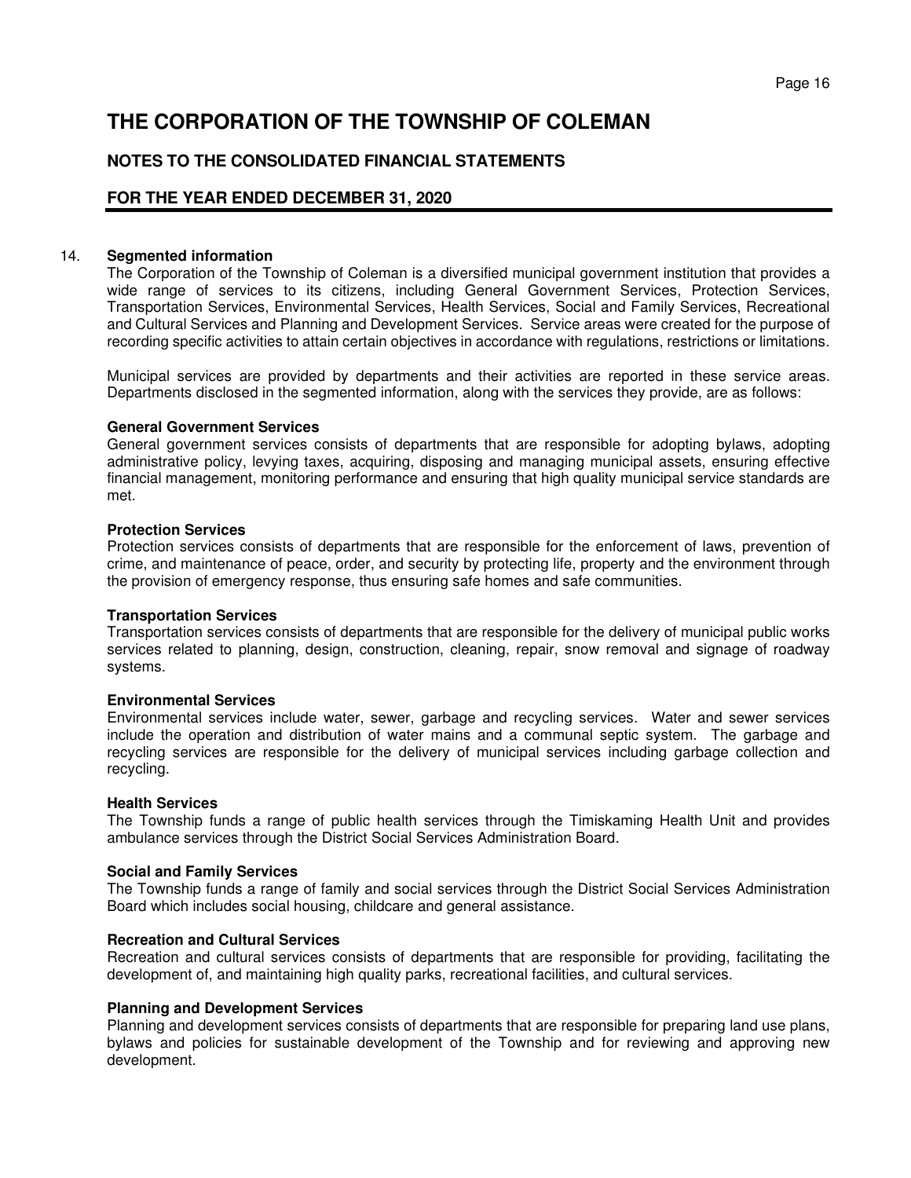# THE CORPORATION OF THE TOWNSHIP OF COLEMAN

## NOTES TO THE CONSOLIDATED FINANCIAL STATEMENTS

## FOR THE YEAR ENDED DECEMBER 31, 2020

14. **Segmented information**

The Corporation of the Township of Coleman is a diversified municipal government institution that provides a wide range of services to its citizens, including General Government Services, Protection Services, Transportation Services, Environmental Services, Health Services, Social and Family Services, Recreational and Cultural Services and Planning and Development Services. Service areas were created for the purpose of recording specific activities to attain certain objectives in accordance with regulations, restrictions or limitations.

Municipal services are provided by departments and their activities are reported in these service areas. Departments disclosed in the segmented information, along with the services they provide, are as follows:

**General Government Services**

General government services consists of departments that are responsible for adopting bylaws, adopting administrative policy, levying taxes, acquiring, disposing and managing municipal assets, ensuring effective financial management, monitoring performance and ensuring that high quality municipal service standards are met.

**Protection Services**

Protection services consists of departments that are responsible for the enforcement of laws, prevention of crime, and maintenance of peace, order, and security by protecting life, property and the environment through the provision of emergency response, thus ensuring safe homes and safe communities.

**Transportation Services**

Transportation services consists of departments that are responsible for the delivery of municipal public works services related to planning, design, construction, cleaning, repair, snow removal and signage of roadway systems.

**Environmental Services**

Environmental services include water, sewer, garbage and recycling services. Water and sewer services include the operation and distribution of water mains and a communal septic system. The garbage and recycling services are responsible for the delivery of municipal services including garbage collection and recycling.

**Health Services**

The Township funds a range of public health services through the Timiskaming Health Unit and provides ambulance services through the District Social Services Administration Board.

**Social and Family Services**

The Township funds a range of family and social services through the District Social Services Administration Board which includes social housing, childcare and general assistance.

**Recreation and Cultural Services**

Recreation and cultural services consists of departments that are responsible for providing, facilitating the development of, and maintaining high quality parks, recreational facilities, and cultural services.

**Planning and Development Services**

Planning and development services consists of departments that are responsible for preparing land use plans, bylaws and policies for sustainable development of the Township and for reviewing and approving new development.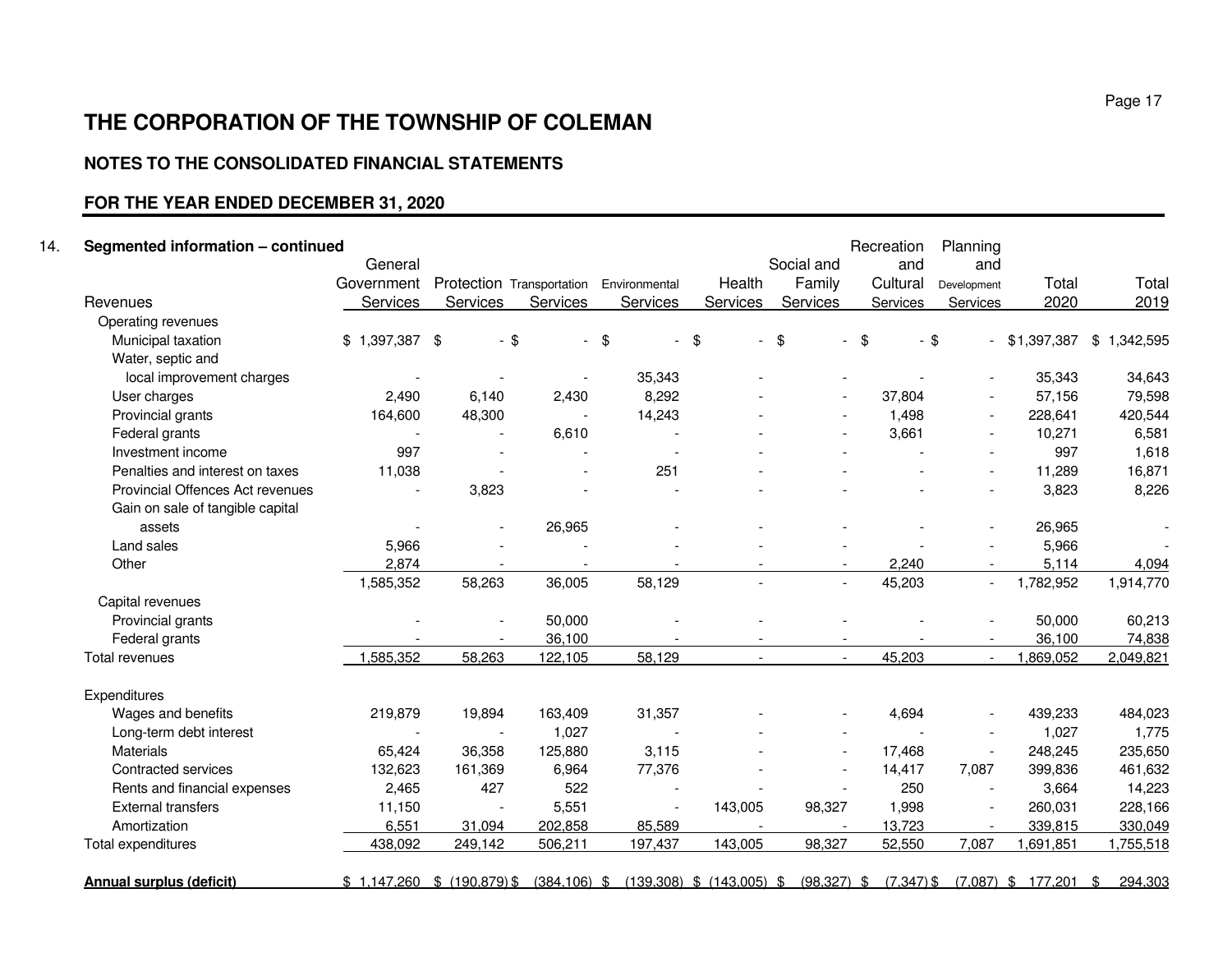# THE CORPORATION OF THE TOWNSHIP OF COLEMAN

## NOTES TO THE CONSOLIDATED FINANCIAL STATEMENTS

## FOR THE YEAR ENDED DECEMBER 31, 2020

14. **Segmented information – continued**

| Revenues | General Government Services | Protection Services | Transportation Services | Environmental Services | Health Services | Social and Family Services | Recreation and Cultural Services | Planning and Development Services | Total 2020 | Total 2019 |
|---|---|---|---|---|---|---|---|---|---|---|
| Operating revenues | | | | | | | | | | |
| Municipal taxation | $ 1,397,387 | $ - | $ - | $ - | $ - | $ - | $ - | $ - | $1,397,387 | $ 1,342,595 |
| Water, septic and local improvement charges | - | - | - | 35,343 | - | - | - | - | 35,343 | 34,643 |
| User charges | 2,490 | 6,140 | 2,430 | 8,292 | - | - | 37,804 | - | 57,156 | 79,598 |
| Provincial grants | 164,600 | 48,300 | - | 14,243 | - | - | 1,498 | - | 228,641 | 420,544 |
| Federal grants | - | - | 6,610 | - | - | - | 3,661 | - | 10,271 | 6,581 |
| Investment income | 997 | - | - | - | - | - | - | - | 997 | 1,618 |
| Penalties and interest on taxes | 11,038 | - | - | 251 | - | - | - | - | 11,289 | 16,871 |
| Provincial Offences Act revenues | - | 3,823 | - | - | - | - | - | - | 3,823 | 8,226 |
| Gain on sale of tangible capital assets | - | - | 26,965 | - | - | - | - | - | 26,965 | - |
| Land sales | 5,966 | - | - | - | - | - | - | - | 5,966 | - |
| Other | 2,874 | - | - | - | - | - | 2,240 | - | 5,114 | 4,094 |
| | 1,585,352 | 58,263 | 36,005 | 58,129 | - | - | 45,203 | - | 1,782,952 | 1,914,770 |
| Capital revenues | | | | | | | | | | |
| Provincial grants | - | - | 50,000 | - | - | - | - | - | 50,000 | 60,213 |
| Federal grants | - | - | 36,100 | - | - | - | - | - | 36,100 | 74,838 |
| Total revenues | 1,585,352 | 58,263 | 122,105 | 58,129 | - | - | 45,203 | - | 1,869,052 | 2,049,821 |
| Expenditures | | | | | | | | | | |
| Wages and benefits | 219,879 | 19,894 | 163,409 | 31,357 | - | - | 4,694 | - | 439,233 | 484,023 |
| Long-term debt interest | - | - | 1,027 | - | - | - | - | - | 1,027 | 1,775 |
| Materials | 65,424 | 36,358 | 125,880 | 3,115 | - | - | 17,468 | - | 248,245 | 235,650 |
| Contracted services | 132,623 | 161,369 | 6,964 | 77,376 | - | - | 14,417 | 7,087 | 399,836 | 461,632 |
| Rents and financial expenses | 2,465 | 427 | 522 | - | - | - | 250 | - | 3,664 | 14,223 |
| External transfers | 11,150 | - | 5,551 | - | 143,005 | 98,327 | 1,998 | - | 260,031 | 228,166 |
| Amortization | 6,551 | 31,094 | 202,858 | 85,589 | - | - | 13,723 | - | 339,815 | 330,049 |
| Total expenditures | 438,092 | 249,142 | 506,211 | 197,437 | 143,005 | 98,327 | 52,550 | 7,087 | 1,691,851 | 1,755,518 |
| **Annual surplus (deficit)** | $ 1,147,260 | $ (190,879) | $ (384,106) | $ (139,308) | $ (143,005) | $ (98,327) | $ (7,347) | $ (7,087) | $ 177,201 | $ 294,303 |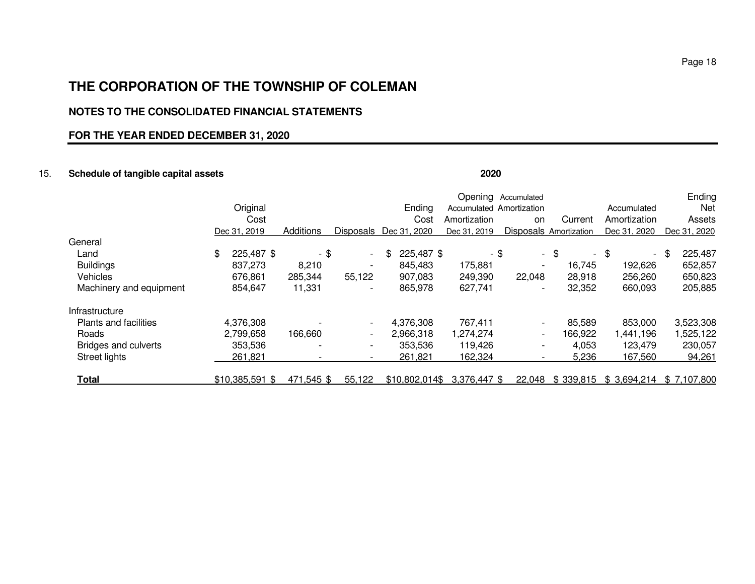# THE CORPORATION OF THE TOWNSHIP OF COLEMAN

## NOTES TO THE CONSOLIDATED FINANCIAL STATEMENTS

## FOR THE YEAR ENDED DECEMBER 31, 2020

### 15. Schedule of tangible capital assets

**2020**

| | Original Cost Dec 31, 2019 | Additions | Disposals | Ending Cost Dec 31, 2020 | Opening Accumulated Amortization Dec 31, 2019 | Accumulated Amortization on Disposals | Current Amortization | Accumulated Amortization Dec 31, 2020 | Ending Net Assets Dec 31, 2020 |
|---|---|---|---|---|---|---|---|---|---|
| General | | | | | | | | | |
| Land | $ 225,487 | $ - | $ - | $ 225,487 | $ - | $ - | $ - | $ - | $ 225,487 |
| Buildings | 837,273 | 8,210 | - | 845,483 | 175,881 | - | 16,745 | 192,626 | 652,857 |
| Vehicles | 676,861 | 285,344 | 55,122 | 907,083 | 249,390 | 22,048 | 28,918 | 256,260 | 650,823 |
| Machinery and equipment | 854,647 | 11,331 | - | 865,978 | 627,741 | - | 32,352 | 660,093 | 205,885 |
| Infrastructure | | | | | | | | | |
| Plants and facilities | 4,376,308 | - | - | 4,376,308 | 767,411 | - | 85,589 | 853,000 | 3,523,308 |
| Roads | 2,799,658 | 166,660 | - | 2,966,318 | 1,274,274 | - | 166,922 | 1,441,196 | 1,525,122 |
| Bridges and culverts | 353,536 | - | - | 353,536 | 119,426 | - | 4,053 | 123,479 | 230,057 |
| Street lights | 261,821 | - | - | 261,821 | 162,324 | - | 5,236 | 167,560 | 94,261 |
| **Total** | $10,385,591 | $ 471,545 | $ 55,122 | $10,802,014 | $ 3,376,447 | $ 22,048 | $ 339,815 | $ 3,694,214 | $ 7,107,800 |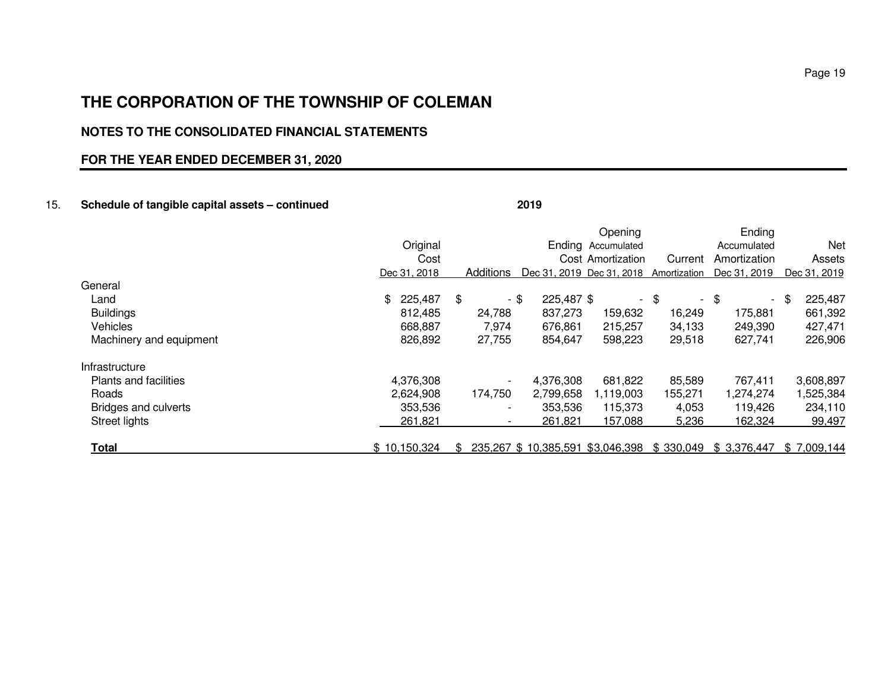# THE CORPORATION OF THE TOWNSHIP OF COLEMAN

## NOTES TO THE CONSOLIDATED FINANCIAL STATEMENTS

## FOR THE YEAR ENDED DECEMBER 31, 2020

15. **Schedule of tangible capital assets – continued**

**2019**

| | Original Cost Dec 31, 2018 | Additions | Ending Cost Dec 31, 2019 | Opening Accumulated Amortization Dec 31, 2018 | Current Amortization | Ending Accumulated Amortization Dec 31, 2019 | Net Assets Dec 31, 2019 |
|---|---|---|---|---|---|---|---|
| General | | | | | | | |
| Land | $ 225,487 | $ - | $ 225,487 | $ - | $ - | $ - | $ 225,487 |
| Buildings | 812,485 | 24,788 | 837,273 | 159,632 | 16,249 | 175,881 | 661,392 |
| Vehicles | 668,887 | 7,974 | 676,861 | 215,257 | 34,133 | 249,390 | 427,471 |
| Machinery and equipment | 826,892 | 27,755 | 854,647 | 598,223 | 29,518 | 627,741 | 226,906 |
| Infrastructure | | | | | | | |
| Plants and facilities | 4,376,308 | - | 4,376,308 | 681,822 | 85,589 | 767,411 | 3,608,897 |
| Roads | 2,624,908 | 174,750 | 2,799,658 | 1,119,003 | 155,271 | 1,274,274 | 1,525,384 |
| Bridges and culverts | 353,536 | - | 353,536 | 115,373 | 4,053 | 119,426 | 234,110 |
| Street lights | 261,821 | - | 261,821 | 157,088 | 5,236 | 162,324 | 99,497 |
| **Total** | $ 10,150,324 | $ 235,267 | $ 10,385,591 | $3,046,398 | $ 330,049 | $ 3,376,447 | $ 7,009,144 |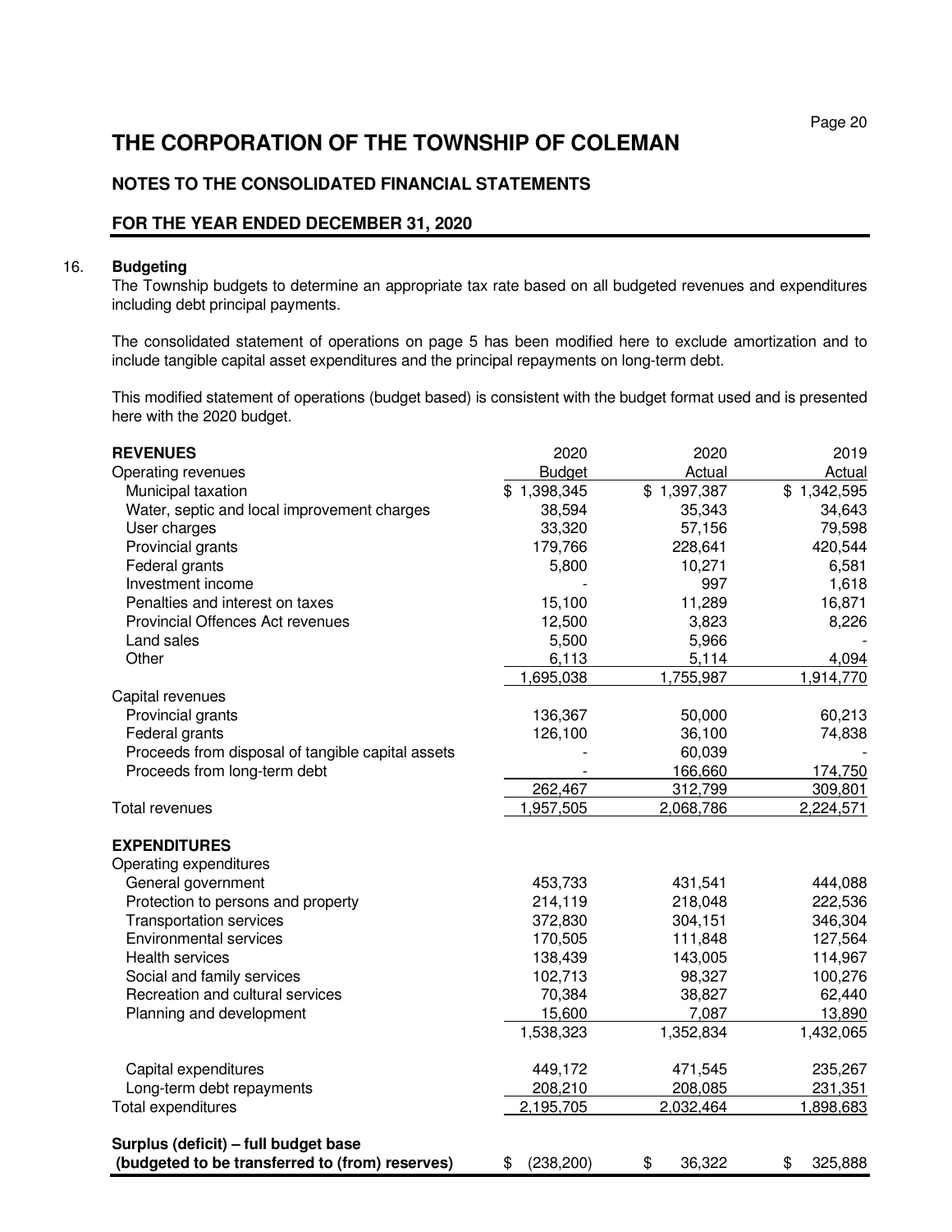# THE CORPORATION OF THE TOWNSHIP OF COLEMAN

## NOTES TO THE CONSOLIDATED FINANCIAL STATEMENTS

## FOR THE YEAR ENDED DECEMBER 31, 2020

16. **Budgeting**

The Township budgets to determine an appropriate tax rate based on all budgeted revenues and expenditures including debt principal payments.

The consolidated statement of operations on page 5 has been modified here to exclude amortization and to include tangible capital asset expenditures and the principal repayments on long-term debt.

This modified statement of operations (budget based) is consistent with the budget format used and is presented here with the 2020 budget.

| | 2020 Budget | 2020 Actual | 2019 Actual |
|---|---|---|---|
| **REVENUES** | | | |
| Operating revenues | | | |
| Municipal taxation | $ 1,398,345 | $ 1,397,387 | $ 1,342,595 |
| Water, septic and local improvement charges | 38,594 | 35,343 | 34,643 |
| User charges | 33,320 | 57,156 | 79,598 |
| Provincial grants | 179,766 | 228,641 | 420,544 |
| Federal grants | 5,800 | 10,271 | 6,581 |
| Investment income | - | 997 | 1,618 |
| Penalties and interest on taxes | 15,100 | 11,289 | 16,871 |
| Provincial Offences Act revenues | 12,500 | 3,823 | 8,226 |
| Land sales | 5,500 | 5,966 | - |
| Other | 6,113 | 5,114 | 4,094 |
| | 1,695,038 | 1,755,987 | 1,914,770 |
| Capital revenues | | | |
| Provincial grants | 136,367 | 50,000 | 60,213 |
| Federal grants | 126,100 | 36,100 | 74,838 |
| Proceeds from disposal of tangible capital assets | - | 60,039 | - |
| Proceeds from long-term debt | - | 166,660 | 174,750 |
| | 262,467 | 312,799 | 309,801 |
| Total revenues | 1,957,505 | 2,068,786 | 2,224,571 |
| **EXPENDITURES** | | | |
| Operating expenditures | | | |
| General government | 453,733 | 431,541 | 444,088 |
| Protection to persons and property | 214,119 | 218,048 | 222,536 |
| Transportation services | 372,830 | 304,151 | 346,304 |
| Environmental services | 170,505 | 111,848 | 127,564 |
| Health services | 138,439 | 143,005 | 114,967 |
| Social and family services | 102,713 | 98,327 | 100,276 |
| Recreation and cultural services | 70,384 | 38,827 | 62,440 |
| Planning and development | 15,600 | 7,087 | 13,890 |
| | 1,538,323 | 1,352,834 | 1,432,065 |
| Capital expenditures | 449,172 | 471,545 | 235,267 |
| Long-term debt repayments | 208,210 | 208,085 | 231,351 |
| Total expenditures | 2,195,705 | 2,032,464 | 1,898,683 |
| **Surplus (deficit) – full budget base (budgeted to be transferred to (from) reserves)** | $ (238,200) | $ 36,322 | $ 325,888 |